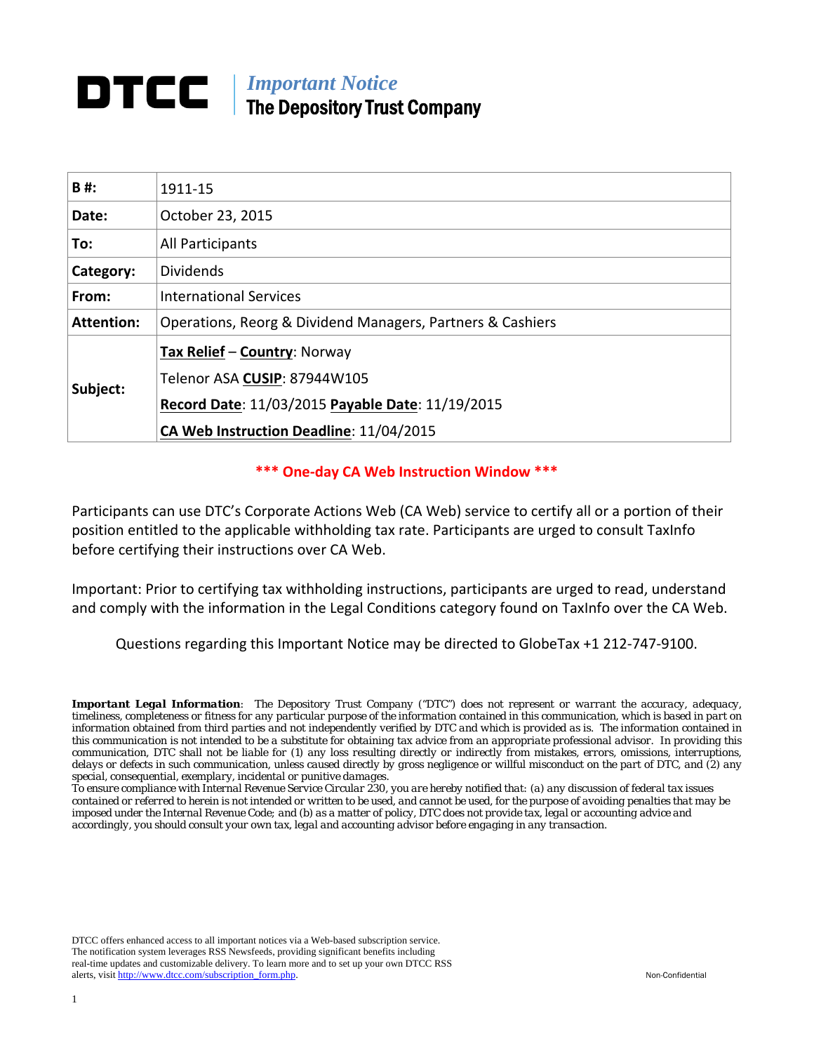# DTCC | *Important Notice*
## The Depository Trust Company

| | |
|---|---|
| **B #:** | 1911-15 |
| **Date:** | October 23, 2015 |
| **To:** | All Participants |
| **Category:** | Dividends |
| **From:** | International Services |
| **Attention:** | Operations, Reorg & Dividend Managers, Partners & Cashiers |
| **Subject:** | **Tax Relief** – **Country**: Norway<br>Telenor ASA **CUSIP**: 87944W105<br>**Record Date**: 11/03/2015 **Payable Date**: 11/19/2015<br>**CA Web Instruction Deadline**: 11/04/2015 |

**\*\*\* One-day CA Web Instruction Window \*\*\***

Participants can use DTC's Corporate Actions Web (CA Web) service to certify all or a portion of their position entitled to the applicable withholding tax rate. Participants are urged to consult TaxInfo before certifying their instructions over CA Web.

Important: Prior to certifying tax withholding instructions, participants are urged to read, understand and comply with the information in the Legal Conditions category found on TaxInfo over the CA Web.

Questions regarding this Important Notice may be directed to GlobeTax +1 212-747-9100.

***Important Legal Information***: The Depository Trust Company ("DTC") does not represent or warrant the accuracy, adequacy, timeliness, completeness or fitness for any particular purpose of the information contained in this communication, which is based in part on information obtained from third parties and not independently verified by DTC and which is provided as is. The information contained in this communication is not intended to be a substitute for obtaining tax advice from an appropriate professional advisor. In providing this communication, DTC shall not be liable for (1) any loss resulting directly or indirectly from mistakes, errors, omissions, interruptions, delays or defects in such communication, unless caused directly by gross negligence or willful misconduct on the part of DTC, and (2) any special, consequential, exemplary, incidental or punitive damages.

*To ensure compliance with Internal Revenue Service Circular 230, you are hereby notified that: (a) any discussion of federal tax issues contained or referred to herein is not intended or written to be used, and cannot be used, for the purpose of avoiding penalties that may be imposed under the Internal Revenue Code; and (b) as a matter of policy, DTC does not provide tax, legal or accounting advice and accordingly, you should consult your own tax, legal and accounting advisor before engaging in any transaction.*

DTCC offers enhanced access to all important notices via a Web-based subscription service. The notification system leverages RSS Newsfeeds, providing significant benefits including real-time updates and customizable delivery. To learn more and to set up your own DTCC RSS alerts, visit http://www.dtcc.com/subscription_form.php.

Non-Confidential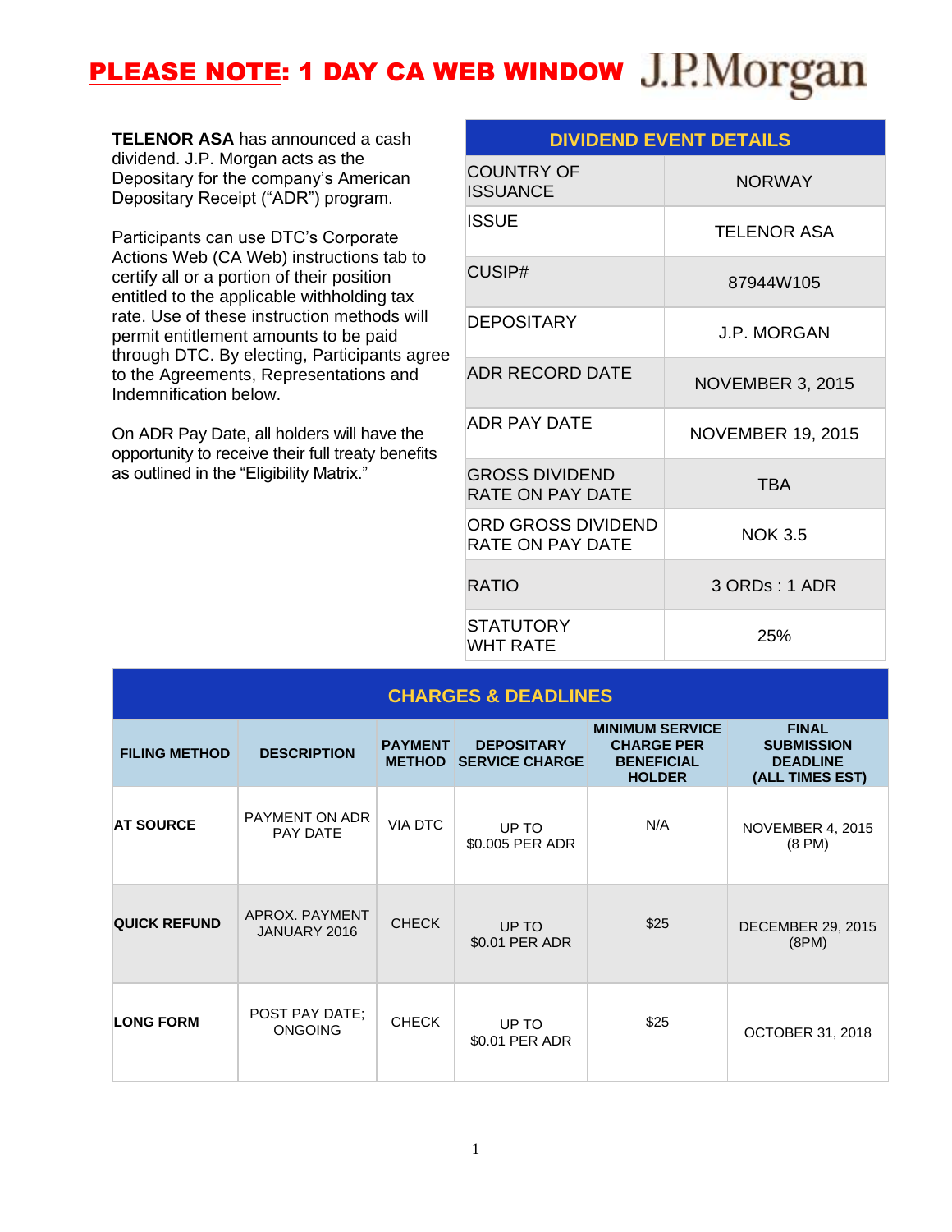# PLEASE NOTE: 1 DAY CA WEB WINDOW

J.P.Morgan

**TELENOR ASA** has announced a cash dividend. J.P. Morgan acts as the Depositary for the company's American Depositary Receipt ("ADR") program.

Participants can use DTC's Corporate Actions Web (CA Web) instructions tab to certify all or a portion of their position entitled to the applicable withholding tax rate. Use of these instruction methods will permit entitlement amounts to be paid through DTC. By electing, Participants agree to the Agreements, Representations and Indemnification below.

On ADR Pay Date, all holders will have the opportunity to receive their full treaty benefits as outlined in the "Eligibility Matrix."

| DIVIDEND EVENT DETAILS | |
|---|---|
| COUNTRY OF ISSUANCE | NORWAY |
| ISSUE | TELENOR ASA |
| CUSIP# | 87944W105 |
| DEPOSITARY | J.P. MORGAN |
| ADR RECORD DATE | NOVEMBER 3, 2015 |
| ADR PAY DATE | NOVEMBER 19, 2015 |
| GROSS DIVIDEND RATE ON PAY DATE | TBA |
| ORD GROSS DIVIDEND RATE ON PAY DATE | NOK 3.5 |
| RATIO | 3 ORDs : 1 ADR |
| STATUTORY WHT RATE | 25% |

## CHARGES & DEADLINES

| FILING METHOD | DESCRIPTION | PAYMENT METHOD | DEPOSITARY SERVICE CHARGE | MINIMUM SERVICE CHARGE PER BENEFICIAL HOLDER | FINAL SUBMISSION DEADLINE (ALL TIMES EST) |
|---|---|---|---|---|---|
| **AT SOURCE** | PAYMENT ON ADR PAY DATE | VIA DTC | UP TO $0.005 PER ADR | N/A | NOVEMBER 4, 2015 (8 PM) |
| **QUICK REFUND** | APROX. PAYMENT JANUARY 2016 | CHECK | UP TO $0.01 PER ADR | $25 | DECEMBER 29, 2015 (8PM) |
| **LONG FORM** | POST PAY DATE; ONGOING | CHECK | UP TO $0.01 PER ADR | $25 | OCTOBER 31, 2018 |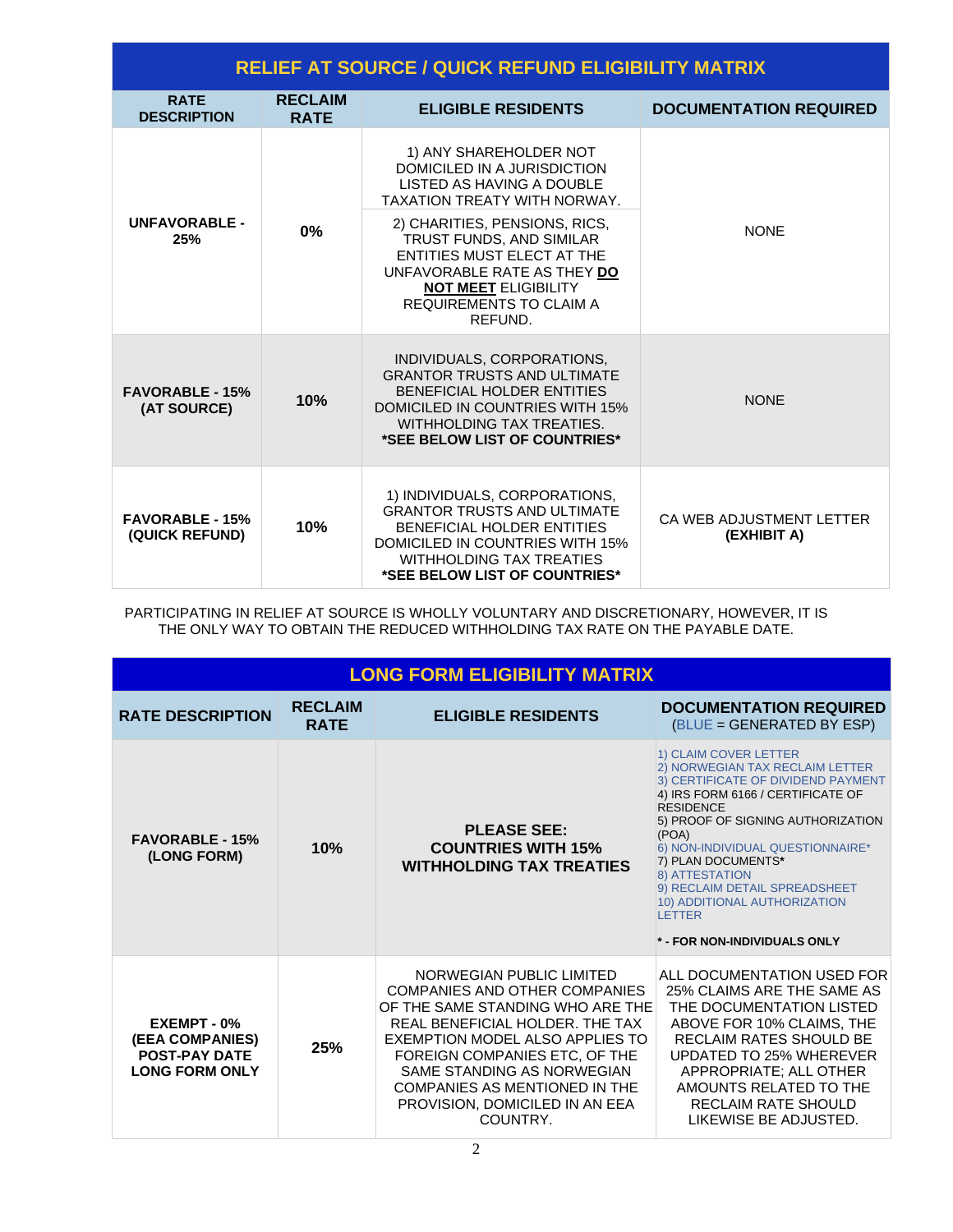| RELIEF AT SOURCE / QUICK REFUND ELIGIBILITY MATRIX | | | |
|---|---|---|---|
| **RATE DESCRIPTION** | **RECLAIM RATE** | **ELIGIBLE RESIDENTS** | **DOCUMENTATION REQUIRED** |
| **UNFAVORABLE - 25%** | **0%** | 1) ANY SHAREHOLDER NOT DOMICILED IN A JURISDICTION LISTED AS HAVING A DOUBLE TAXATION TREATY WITH NORWAY.<br>2) CHARITIES, PENSIONS, RICS, TRUST FUNDS, AND SIMILAR ENTITIES MUST ELECT AT THE UNFAVORABLE RATE AS THEY **DO NOT MEET** ELIGIBILITY REQUIREMENTS TO CLAIM A REFUND. | NONE |
| **FAVORABLE - 15% (AT SOURCE)** | **10%** | INDIVIDUALS, CORPORATIONS, GRANTOR TRUSTS AND ULTIMATE BENEFICIAL HOLDER ENTITIES DOMICILED IN COUNTRIES WITH 15% WITHHOLDING TAX TREATIES. **\*SEE BELOW LIST OF COUNTRIES\*** | NONE |
| **FAVORABLE - 15% (QUICK REFUND)** | **10%** | 1) INDIVIDUALS, CORPORATIONS, GRANTOR TRUSTS AND ULTIMATE BENEFICIAL HOLDER ENTITIES DOMICILED IN COUNTRIES WITH 15% WITHHOLDING TAX TREATIES **\*SEE BELOW LIST OF COUNTRIES\*** | CA WEB ADJUSTMENT LETTER **(EXHIBIT A)** |

PARTICIPATING IN RELIEF AT SOURCE IS WHOLLY VOLUNTARY AND DISCRETIONARY, HOWEVER, IT IS THE ONLY WAY TO OBTAIN THE REDUCED WITHHOLDING TAX RATE ON THE PAYABLE DATE.

| LONG FORM ELIGIBILITY MATRIX | | | |
|---|---|---|---|
| **RATE DESCRIPTION** | **RECLAIM RATE** | **ELIGIBLE RESIDENTS** | **DOCUMENTATION REQUIRED** (BLUE = GENERATED BY ESP) |
| **FAVORABLE - 15% (LONG FORM)** | **10%** | **PLEASE SEE: COUNTRIES WITH 15% WITHHOLDING TAX TREATIES** | 1) CLAIM COVER LETTER<br>2) NORWEGIAN TAX RECLAIM LETTER<br>3) CERTIFICATE OF DIVIDEND PAYMENT<br>4) IRS FORM 6166 / CERTIFICATE OF RESIDENCE<br>5) PROOF OF SIGNING AUTHORIZATION (POA)<br>6) NON-INDIVIDUAL QUESTIONNAIRE*<br>7) PLAN DOCUMENTS**\***<br>8) ATTESTATION<br>9) RECLAIM DETAIL SPREADSHEET<br>10) ADDITIONAL AUTHORIZATION LETTER<br><br>**\* - FOR NON-INDIVIDUALS ONLY** |
| **EXEMPT - 0% (EEA COMPANIES) POST-PAY DATE LONG FORM ONLY** | **25%** | NORWEGIAN PUBLIC LIMITED COMPANIES AND OTHER COMPANIES OF THE SAME STANDING WHO ARE THE REAL BENEFICIAL HOLDER. THE TAX EXEMPTION MODEL ALSO APPLIES TO FOREIGN COMPANIES ETC, OF THE SAME STANDING AS NORWEGIAN COMPANIES AS MENTIONED IN THE PROVISION, DOMICILED IN AN EEA COUNTRY. | ALL DOCUMENTATION USED FOR 25% CLAIMS ARE THE SAME AS THE DOCUMENTATION LISTED ABOVE FOR 10% CLAIMS, THE RECLAIM RATES SHOULD BE UPDATED TO 25% WHEREVER APPROPRIATE; ALL OTHER AMOUNTS RELATED TO THE RECLAIM RATE SHOULD LIKEWISE BE ADJUSTED. |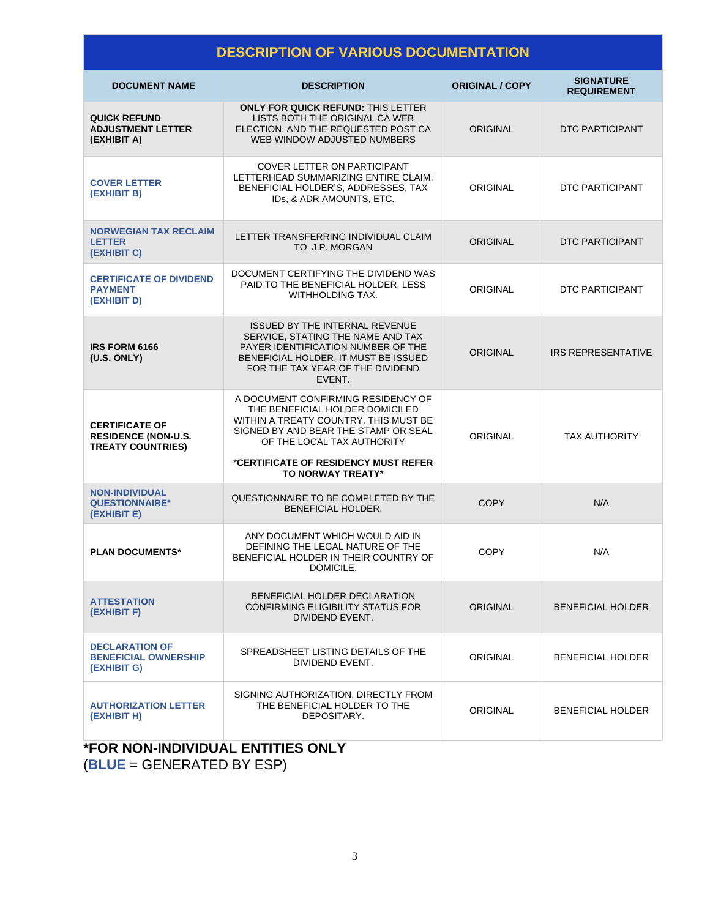## DESCRIPTION OF VARIOUS DOCUMENTATION

| DOCUMENT NAME | DESCRIPTION | ORIGINAL / COPY | SIGNATURE REQUIREMENT |
|---|---|---|---|
| **QUICK REFUND ADJUSTMENT LETTER (EXHIBIT A)** | **ONLY FOR QUICK REFUND:** THIS LETTER LISTS BOTH THE ORIGINAL CA WEB ELECTION, AND THE REQUESTED POST CA WEB WINDOW ADJUSTED NUMBERS | ORIGINAL | DTC PARTICIPANT |
| **COVER LETTER (EXHIBIT B)** | COVER LETTER ON PARTICIPANT LETTERHEAD SUMMARIZING ENTIRE CLAIM: BENEFICIAL HOLDER'S, ADDRESSES, TAX IDs, & ADR AMOUNTS, ETC. | ORIGINAL | DTC PARTICIPANT |
| **NORWEGIAN TAX RECLAIM LETTER (EXHIBIT C)** | LETTER TRANSFERRING INDIVIDUAL CLAIM TO J.P. MORGAN | ORIGINAL | DTC PARTICIPANT |
| **CERTIFICATE OF DIVIDEND PAYMENT (EXHIBIT D)** | DOCUMENT CERTIFYING THE DIVIDEND WAS PAID TO THE BENEFICIAL HOLDER, LESS WITHHOLDING TAX. | ORIGINAL | DTC PARTICIPANT |
| **IRS FORM 6166 (U.S. ONLY)** | ISSUED BY THE INTERNAL REVENUE SERVICE, STATING THE NAME AND TAX PAYER IDENTIFICATION NUMBER OF THE BENEFICIAL HOLDER. IT MUST BE ISSUED FOR THE TAX YEAR OF THE DIVIDEND EVENT. | ORIGINAL | IRS REPRESENTATIVE |
| **CERTIFICATE OF RESIDENCE (NON-U.S. TREATY COUNTRIES)** | A DOCUMENT CONFIRMING RESIDENCY OF THE BENEFICIAL HOLDER DOMICILED WITHIN A TREATY COUNTRY. THIS MUST BE SIGNED BY AND BEAR THE STAMP OR SEAL OF THE LOCAL TAX AUTHORITY<br><br>\***CERTIFICATE OF RESIDENCY MUST REFER TO NORWAY TREATY\*** | ORIGINAL | TAX AUTHORITY |
| **NON-INDIVIDUAL QUESTIONNAIRE\* (EXHIBIT E)** | QUESTIONNAIRE TO BE COMPLETED BY THE BENEFICIAL HOLDER. | COPY | N/A |
| **PLAN DOCUMENTS\*** | ANY DOCUMENT WHICH WOULD AID IN DEFINING THE LEGAL NATURE OF THE BENEFICIAL HOLDER IN THEIR COUNTRY OF DOMICILE. | COPY | N/A |
| **ATTESTATION (EXHIBIT F)** | BENEFICIAL HOLDER DECLARATION CONFIRMING ELIGIBILITY STATUS FOR DIVIDEND EVENT. | ORIGINAL | BENEFICIAL HOLDER |
| **DECLARATION OF BENEFICIAL OWNERSHIP (EXHIBIT G)** | SPREADSHEET LISTING DETAILS OF THE DIVIDEND EVENT. | ORIGINAL | BENEFICIAL HOLDER |
| **AUTHORIZATION LETTER (EXHIBIT H)** | SIGNING AUTHORIZATION, DIRECTLY FROM THE BENEFICIAL HOLDER TO THE DEPOSITARY. | ORIGINAL | BENEFICIAL HOLDER |

**\*FOR NON-INDIVIDUAL ENTITIES ONLY**

(**BLUE** = GENERATED BY ESP)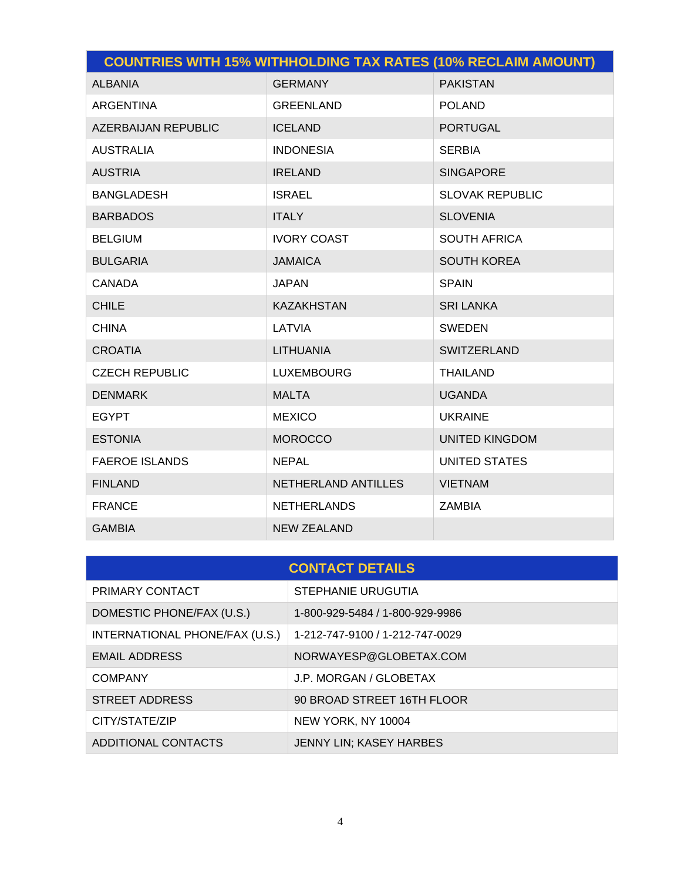| COUNTRIES WITH 15% WITHHOLDING TAX RATES (10% RECLAIM AMOUNT) | | |
|---|---|---|
| ALBANIA | GERMANY | PAKISTAN |
| ARGENTINA | GREENLAND | POLAND |
| AZERBAIJAN REPUBLIC | ICELAND | PORTUGAL |
| AUSTRALIA | INDONESIA | SERBIA |
| AUSTRIA | IRELAND | SINGAPORE |
| BANGLADESH | ISRAEL | SLOVAK REPUBLIC |
| BARBADOS | ITALY | SLOVENIA |
| BELGIUM | IVORY COAST | SOUTH AFRICA |
| BULGARIA | JAMAICA | SOUTH KOREA |
| CANADA | JAPAN | SPAIN |
| CHILE | KAZAKHSTAN | SRI LANKA |
| CHINA | LATVIA | SWEDEN |
| CROATIA | LITHUANIA | SWITZERLAND |
| CZECH REPUBLIC | LUXEMBOURG | THAILAND |
| DENMARK | MALTA | UGANDA |
| EGYPT | MEXICO | UKRAINE |
| ESTONIA | MOROCCO | UNITED KINGDOM |
| FAEROE ISLANDS | NEPAL | UNITED STATES |
| FINLAND | NETHERLAND ANTILLES | VIETNAM |
| FRANCE | NETHERLANDS | ZAMBIA |
| GAMBIA | NEW ZEALAND | |

| CONTACT DETAILS | |
|---|---|
| PRIMARY CONTACT | STEPHANIE URUGUTIA |
| DOMESTIC PHONE/FAX (U.S.) | 1-800-929-5484 / 1-800-929-9986 |
| INTERNATIONAL PHONE/FAX (U.S.) | 1-212-747-9100 / 1-212-747-0029 |
| EMAIL ADDRESS | NORWAYESP@GLOBETAX.COM |
| COMPANY | J.P. MORGAN / GLOBETAX |
| STREET ADDRESS | 90 BROAD STREET 16TH FLOOR |
| CITY/STATE/ZIP | NEW YORK, NY 10004 |
| ADDITIONAL CONTACTS | JENNY LIN; KASEY HARBES |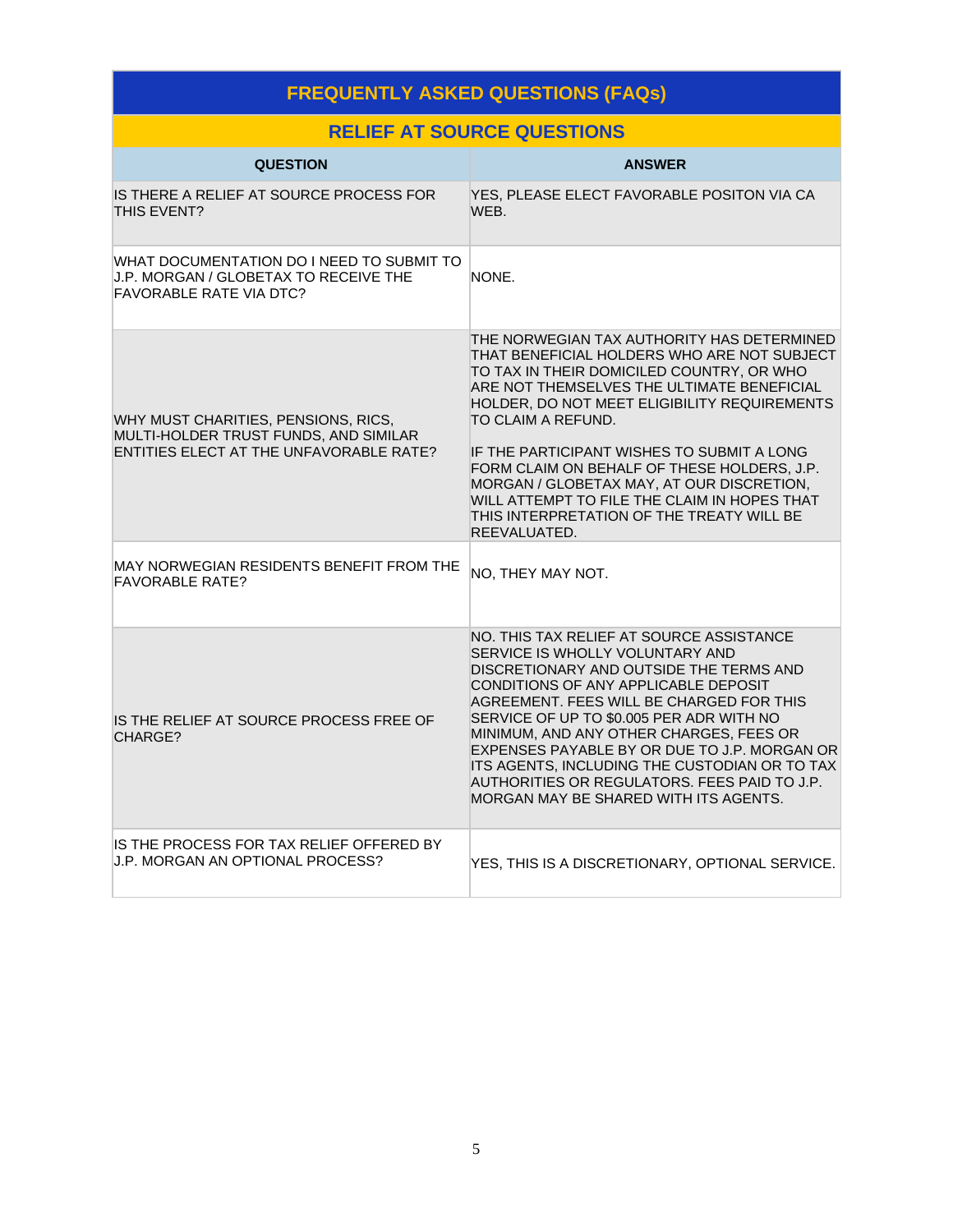# FREQUENTLY ASKED QUESTIONS (FAQs)

## RELIEF AT SOURCE QUESTIONS

| QUESTION | ANSWER |
|---|---|
| IS THERE A RELIEF AT SOURCE PROCESS FOR THIS EVENT? | YES, PLEASE ELECT FAVORABLE POSITON VIA CA WEB. |
| WHAT DOCUMENTATION DO I NEED TO SUBMIT TO J.P. MORGAN / GLOBETAX TO RECEIVE THE FAVORABLE RATE VIA DTC? | NONE. |
| WHY MUST CHARITIES, PENSIONS, RICS, MULTI-HOLDER TRUST FUNDS, AND SIMILAR ENTITIES ELECT AT THE UNFAVORABLE RATE? | THE NORWEGIAN TAX AUTHORITY HAS DETERMINED THAT BENEFICIAL HOLDERS WHO ARE NOT SUBJECT TO TAX IN THEIR DOMICILED COUNTRY, OR WHO ARE NOT THEMSELVES THE ULTIMATE BENEFICIAL HOLDER, DO NOT MEET ELIGIBILITY REQUIREMENTS TO CLAIM A REFUND.<br><br>IF THE PARTICIPANT WISHES TO SUBMIT A LONG FORM CLAIM ON BEHALF OF THESE HOLDERS, J.P. MORGAN / GLOBETAX MAY, AT OUR DISCRETION, WILL ATTEMPT TO FILE THE CLAIM IN HOPES THAT THIS INTERPRETATION OF THE TREATY WILL BE REEVALUATED. |
| MAY NORWEGIAN RESIDENTS BENEFIT FROM THE FAVORABLE RATE? | NO, THEY MAY NOT. |
| IS THE RELIEF AT SOURCE PROCESS FREE OF CHARGE? | NO. THIS TAX RELIEF AT SOURCE ASSISTANCE SERVICE IS WHOLLY VOLUNTARY AND DISCRETIONARY AND OUTSIDE THE TERMS AND CONDITIONS OF ANY APPLICABLE DEPOSIT AGREEMENT. FEES WILL BE CHARGED FOR THIS SERVICE OF UP TO $0.005 PER ADR WITH NO MINIMUM, AND ANY OTHER CHARGES, FEES OR EXPENSES PAYABLE BY OR DUE TO J.P. MORGAN OR ITS AGENTS, INCLUDING THE CUSTODIAN OR TO TAX AUTHORITIES OR REGULATORS. FEES PAID TO J.P. MORGAN MAY BE SHARED WITH ITS AGENTS. |
| IS THE PROCESS FOR TAX RELIEF OFFERED BY J.P. MORGAN AN OPTIONAL PROCESS? | YES, THIS IS A DISCRETIONARY, OPTIONAL SERVICE. |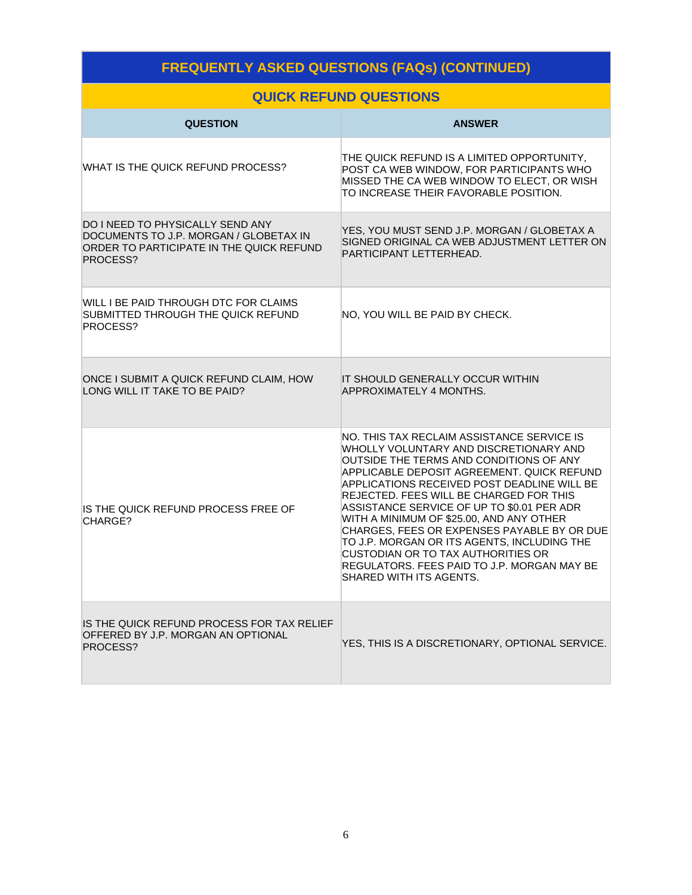## FREQUENTLY ASKED QUESTIONS (FAQs) (CONTINUED)

### QUICK REFUND QUESTIONS

| QUESTION | ANSWER |
| --- | --- |
| WHAT IS THE QUICK REFUND PROCESS? | THE QUICK REFUND IS A LIMITED OPPORTUNITY, POST CA WEB WINDOW, FOR PARTICIPANTS WHO MISSED THE CA WEB WINDOW TO ELECT, OR WISH TO INCREASE THEIR FAVORABLE POSITION. |
| DO I NEED TO PHYSICALLY SEND ANY DOCUMENTS TO J.P. MORGAN / GLOBETAX IN ORDER TO PARTICIPATE IN THE QUICK REFUND PROCESS? | YES, YOU MUST SEND J.P. MORGAN / GLOBETAX A SIGNED ORIGINAL CA WEB ADJUSTMENT LETTER ON PARTICIPANT LETTERHEAD. |
| WILL I BE PAID THROUGH DTC FOR CLAIMS SUBMITTED THROUGH THE QUICK REFUND PROCESS? | NO, YOU WILL BE PAID BY CHECK. |
| ONCE I SUBMIT A QUICK REFUND CLAIM, HOW LONG WILL IT TAKE TO BE PAID? | IT SHOULD GENERALLY OCCUR WITHIN APPROXIMATELY 4 MONTHS. |
| IS THE QUICK REFUND PROCESS FREE OF CHARGE? | NO. THIS TAX RECLAIM ASSISTANCE SERVICE IS WHOLLY VOLUNTARY AND DISCRETIONARY AND OUTSIDE THE TERMS AND CONDITIONS OF ANY APPLICABLE DEPOSIT AGREEMENT. QUICK REFUND APPLICATIONS RECEIVED POST DEADLINE WILL BE REJECTED. FEES WILL BE CHARGED FOR THIS ASSISTANCE SERVICE OF UP TO $0.01 PER ADR WITH A MINIMUM OF $25.00, AND ANY OTHER CHARGES, FEES OR EXPENSES PAYABLE BY OR DUE TO J.P. MORGAN OR ITS AGENTS, INCLUDING THE CUSTODIAN OR TO TAX AUTHORITIES OR REGULATORS. FEES PAID TO J.P. MORGAN MAY BE SHARED WITH ITS AGENTS. |
| IS THE QUICK REFUND PROCESS FOR TAX RELIEF OFFERED BY J.P. MORGAN AN OPTIONAL PROCESS? | YES, THIS IS A DISCRETIONARY, OPTIONAL SERVICE. |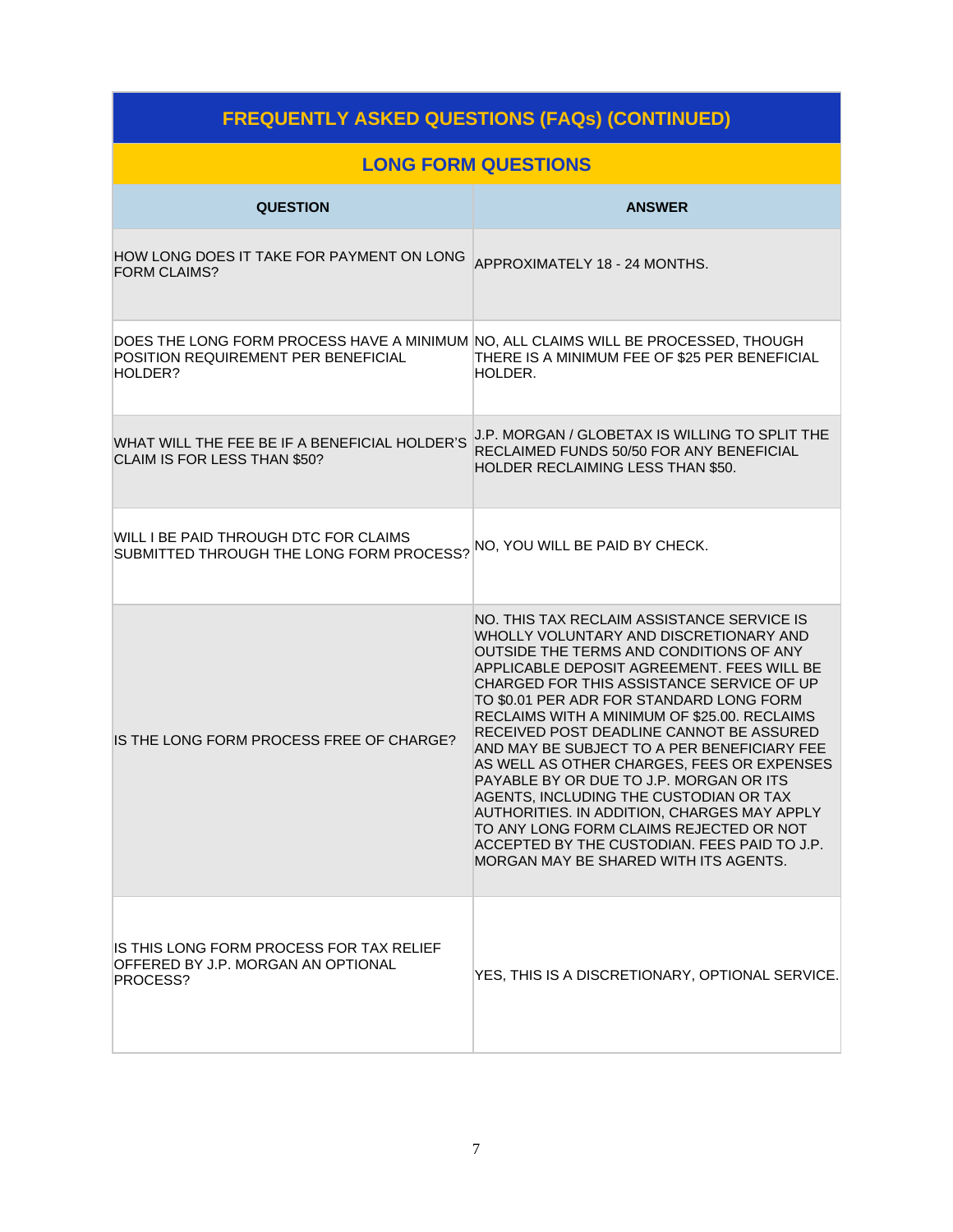## FREQUENTLY ASKED QUESTIONS (FAQs) (CONTINUED)

### LONG FORM QUESTIONS

| QUESTION | ANSWER |
|---|---|
| HOW LONG DOES IT TAKE FOR PAYMENT ON LONG FORM CLAIMS? | APPROXIMATELY 18 - 24 MONTHS. |
| DOES THE LONG FORM PROCESS HAVE A MINIMUM POSITION REQUIREMENT PER BENEFICIAL HOLDER? | NO, ALL CLAIMS WILL BE PROCESSED, THOUGH THERE IS A MINIMUM FEE OF $25 PER BENEFICIAL HOLDER. |
| WHAT WILL THE FEE BE IF A BENEFICIAL HOLDER'S CLAIM IS FOR LESS THAN $50? | J.P. MORGAN / GLOBETAX IS WILLING TO SPLIT THE RECLAIMED FUNDS 50/50 FOR ANY BENEFICIAL HOLDER RECLAIMING LESS THAN $50. |
| WILL I BE PAID THROUGH DTC FOR CLAIMS SUBMITTED THROUGH THE LONG FORM PROCESS? | NO, YOU WILL BE PAID BY CHECK. |
| IS THE LONG FORM PROCESS FREE OF CHARGE? | NO. THIS TAX RECLAIM ASSISTANCE SERVICE IS WHOLLY VOLUNTARY AND DISCRETIONARY AND OUTSIDE THE TERMS AND CONDITIONS OF ANY APPLICABLE DEPOSIT AGREEMENT. FEES WILL BE CHARGED FOR THIS ASSISTANCE SERVICE OF UP TO $0.01 PER ADR FOR STANDARD LONG FORM RECLAIMS WITH A MINIMUM OF $25.00. RECLAIMS RECEIVED POST DEADLINE CANNOT BE ASSURED AND MAY BE SUBJECT TO A PER BENEFICIARY FEE AS WELL AS OTHER CHARGES, FEES OR EXPENSES PAYABLE BY OR DUE TO J.P. MORGAN OR ITS AGENTS, INCLUDING THE CUSTODIAN OR TAX AUTHORITIES. IN ADDITION, CHARGES MAY APPLY TO ANY LONG FORM CLAIMS REJECTED OR NOT ACCEPTED BY THE CUSTODIAN. FEES PAID TO J.P. MORGAN MAY BE SHARED WITH ITS AGENTS. |
| IS THIS LONG FORM PROCESS FOR TAX RELIEF OFFERED BY J.P. MORGAN AN OPTIONAL PROCESS? | YES, THIS IS A DISCRETIONARY, OPTIONAL SERVICE. |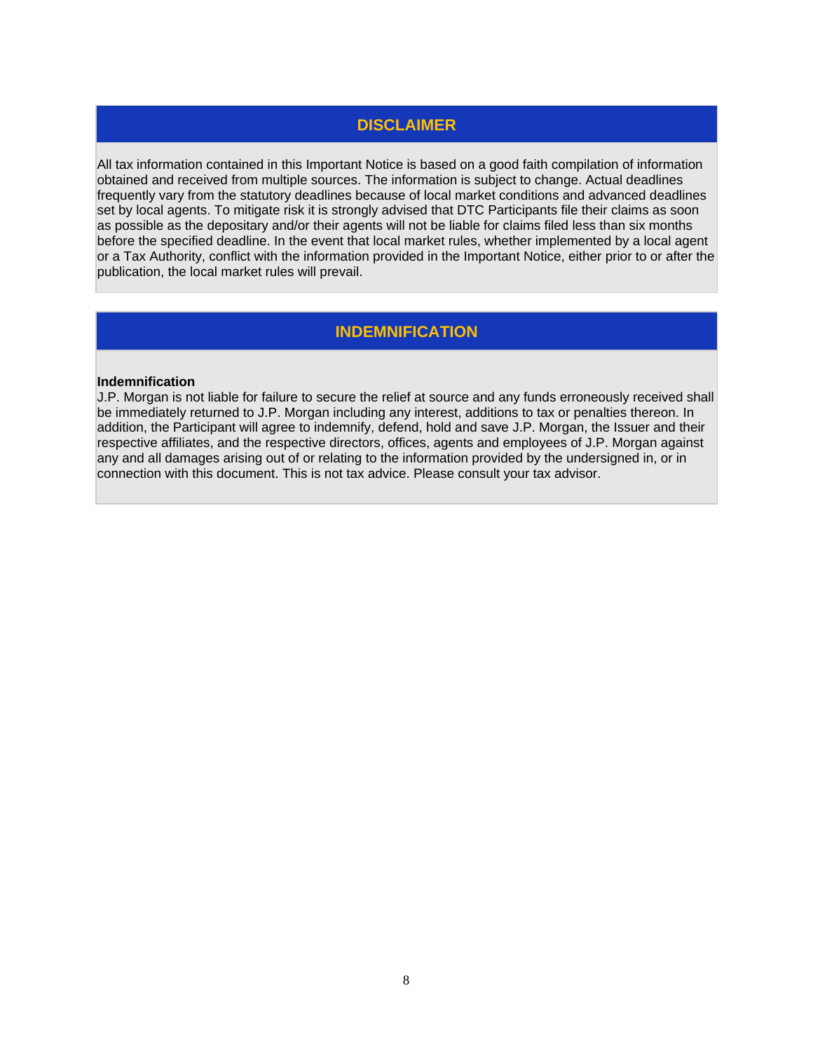## DISCLAIMER

All tax information contained in this Important Notice is based on a good faith compilation of information obtained and received from multiple sources. The information is subject to change. Actual deadlines frequently vary from the statutory deadlines because of local market conditions and advanced deadlines set by local agents. To mitigate risk it is strongly advised that DTC Participants file their claims as soon as possible as the depositary and/or their agents will not be liable for claims filed less than six months before the specified deadline. In the event that local market rules, whether implemented by a local agent or a Tax Authority, conflict with the information provided in the Important Notice, either prior to or after the publication, the local market rules will prevail.

## INDEMNIFICATION

**Indemnification**
J.P. Morgan is not liable for failure to secure the relief at source and any funds erroneously received shall be immediately returned to J.P. Morgan including any interest, additions to tax or penalties thereon. In addition, the Participant will agree to indemnify, defend, hold and save J.P. Morgan, the Issuer and their respective affiliates, and the respective directors, offices, agents and employees of J.P. Morgan against any and all damages arising out of or relating to the information provided by the undersigned in, or in connection with this document. This is not tax advice. Please consult your tax advisor.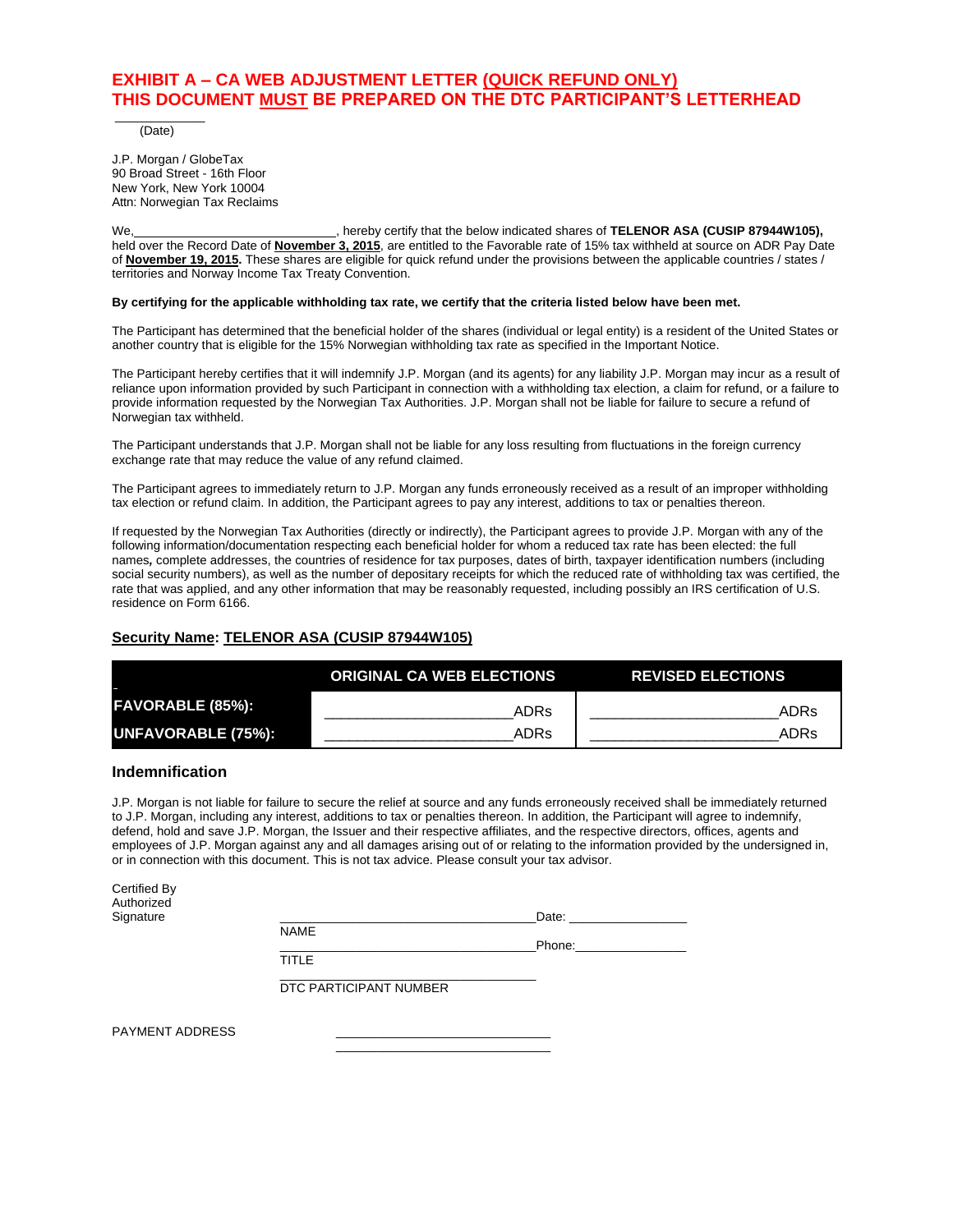# EXHIBIT A – CA WEB ADJUSTMENT LETTER (QUICK REFUND ONLY)
# THIS DOCUMENT MUST BE PREPARED ON THE DTC PARTICIPANT'S LETTERHEAD

______________
(Date)

J.P. Morgan / GlobeTax
90 Broad Street - 16th Floor
New York, New York 10004
Attn: Norwegian Tax Reclaims

We,____________________________, hereby certify that the below indicated shares of **TELENOR ASA (CUSIP 87944W105),** held over the Record Date of **November 3, 2015**, are entitled to the Favorable rate of 15% tax withheld at source on ADR Pay Date of **November 19, 2015.** These shares are eligible for quick refund under the provisions between the applicable countries / states / territories and Norway Income Tax Treaty Convention.

**By certifying for the applicable withholding tax rate, we certify that the criteria listed below have been met.**

The Participant has determined that the beneficial holder of the shares (individual or legal entity) is a resident of the United States or another country that is eligible for the 15% Norwegian withholding tax rate as specified in the Important Notice.

The Participant hereby certifies that it will indemnify J.P. Morgan (and its agents) for any liability J.P. Morgan may incur as a result of reliance upon information provided by such Participant in connection with a withholding tax election, a claim for refund, or a failure to provide information requested by the Norwegian Tax Authorities. J.P. Morgan shall not be liable for failure to secure a refund of Norwegian tax withheld.

The Participant understands that J.P. Morgan shall not be liable for any loss resulting from fluctuations in the foreign currency exchange rate that may reduce the value of any refund claimed.

The Participant agrees to immediately return to J.P. Morgan any funds erroneously received as a result of an improper withholding tax election or refund claim. In addition, the Participant agrees to pay any interest, additions to tax or penalties thereon.

If requested by the Norwegian Tax Authorities (directly or indirectly), the Participant agrees to provide J.P. Morgan with any of the following information/documentation respecting each beneficial holder for whom a reduced tax rate has been elected: the full names**,** complete addresses, the countries of residence for tax purposes, dates of birth, taxpayer identification numbers (including social security numbers), as well as the number of depositary receipts for which the reduced rate of withholding tax was certified, the rate that was applied, and any other information that may be reasonably requested, including possibly an IRS certification of U.S. residence on Form 6166.

**Security Name: TELENOR ASA (CUSIP 87944W105)**

| | ORIGINAL CA WEB ELECTIONS | REVISED ELECTIONS |
|---|---|---|
| **FAVORABLE (85%):** | ______________________ADRs | ______________________ADRs |
| **UNFAVORABLE (75%):** | ______________________ADRs | ______________________ADRs |

## Indemnification

J.P. Morgan is not liable for failure to secure the relief at source and any funds erroneously received shall be immediately returned to J.P. Morgan, including any interest, additions to tax or penalties thereon. In addition, the Participant will agree to indemnify, defend, hold and save J.P. Morgan, the Issuer and their respective affiliates, and the respective directors, offices, agents and employees of J.P. Morgan against any and all damages arising out of or relating to the information provided by the undersigned in, or in connection with this document. This is not tax advice. Please consult your tax advisor.

Certified By Authorized Signature

________________________________ Date: ________________
NAME

________________________________ Phone: _______________
TITLE

________________________________
DTC PARTICIPANT NUMBER

PAYMENT ADDRESS ____________________________
____________________________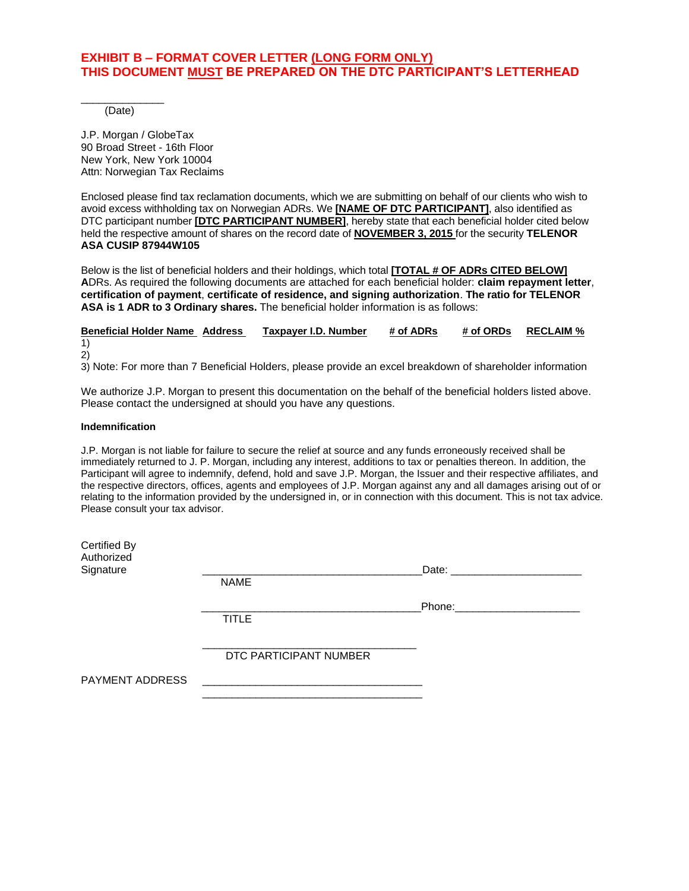# EXHIBIT B – FORMAT COVER LETTER (LONG FORM ONLY)
# THIS DOCUMENT MUST BE PREPARED ON THE DTC PARTICIPANT'S LETTERHEAD

______________
(Date)

J.P. Morgan / GlobeTax
90 Broad Street - 16th Floor
New York, New York 10004
Attn: Norwegian Tax Reclaims

Enclosed please find tax reclamation documents, which we are submitting on behalf of our clients who wish to avoid excess withholding tax on Norwegian ADRs. We **[NAME OF DTC PARTICIPANT]**, also identified as DTC participant number **[DTC PARTICIPANT NUMBER]**, hereby state that each beneficial holder cited below held the respective amount of shares on the record date of **NOVEMBER 3, 2015** for the security **TELENOR ASA CUSIP 87944W105**

Below is the list of beneficial holders and their holdings, which total **[TOTAL # OF ADRs CITED BELOW] A**DRs. As required the following documents are attached for each beneficial holder: **claim repayment letter**, **certification of payment**, **certificate of residence, and signing authorization**. **The ratio for TELENOR ASA is 1 ADR to 3 Ordinary shares.** The beneficial holder information is as follows:

| Beneficial Holder Name | Address | Taxpayer I.D. Number | # of ADRs | # of ORDs | RECLAIM % |
|---|---|---|---|---|---|
| 1) | | | | | |
| 2) | | | | | |

3) Note: For more than 7 Beneficial Holders, please provide an excel breakdown of shareholder information

We authorize J.P. Morgan to present this documentation on the behalf of the beneficial holders listed above. Please contact the undersigned at should you have any questions.

**Indemnification**

J.P. Morgan is not liable for failure to secure the relief at source and any funds erroneously received shall be immediately returned to J. P. Morgan, including any interest, additions to tax or penalties thereon. In addition, the Participant will agree to indemnify, defend, hold and save J.P. Morgan, the Issuer and their respective affiliates, and the respective directors, offices, agents and employees of J.P. Morgan against any and all damages arising out of or relating to the information provided by the undersigned in, or in connection with this document. This is not tax advice. Please consult your tax advisor.

Certified By Authorized Signature ____________________________________ Date: _____________________
NAME

____________________________________ Phone: _____________________
TITLE

____________________________________
DTC PARTICIPANT NUMBER

PAYMENT ADDRESS ____________________________________
____________________________________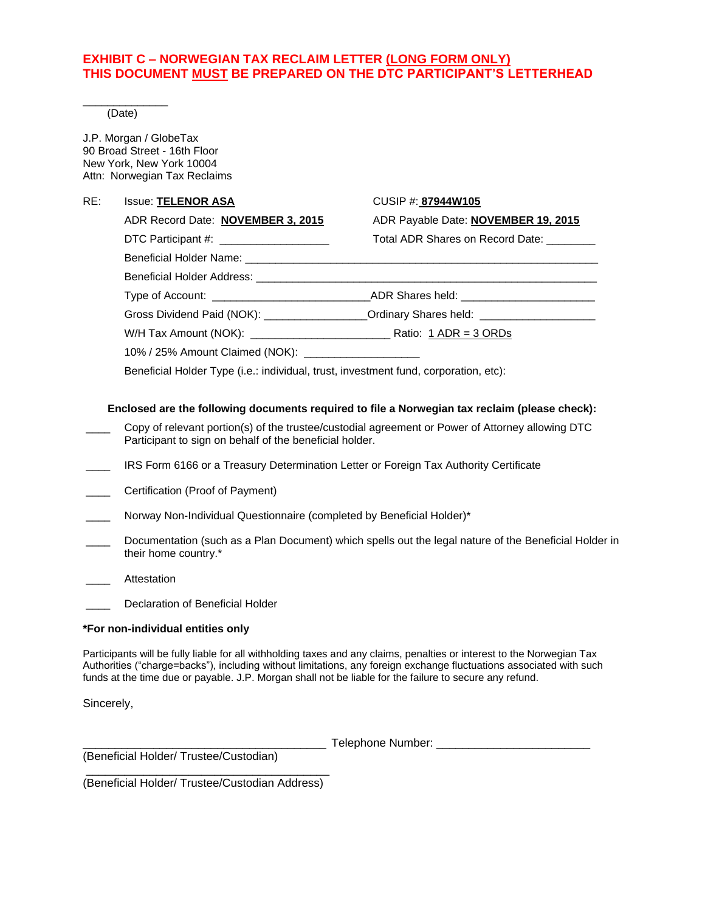# EXHIBIT C – NORWEGIAN TAX RECLAIM LETTER (LONG FORM ONLY)
# THIS DOCUMENT MUST BE PREPARED ON THE DTC PARTICIPANT'S LETTERHEAD

______________
(Date)

J.P. Morgan / GlobeTax
90 Broad Street - 16th Floor
New York, New York 10004
Attn: Norwegian Tax Reclaims

RE: Issue: **TELENOR ASA** CUSIP #: **87944W105**

ADR Record Date: **NOVEMBER 3, 2015** ADR Payable Date: **NOVEMBER 19, 2015**

DTC Participant #: __________________ Total ADR Shares on Record Date: ________

Beneficial Holder Name: ____________________________________________________________

Beneficial Holder Address: __________________________________________________________

Type of Account: __________________________ADR Shares held: ______________________

Gross Dividend Paid (NOK): _________________Ordinary Shares held: ___________________

W/H Tax Amount (NOK): _______________________ Ratio: 1 ADR = 3 ORDs

10% / 25% Amount Claimed (NOK): ___________________

Beneficial Holder Type (i.e.: individual, trust, investment fund, corporation, etc):

**Enclosed are the following documents required to file a Norwegian tax reclaim (please check):**

____ Copy of relevant portion(s) of the trustee/custodial agreement or Power of Attorney allowing DTC Participant to sign on behalf of the beneficial holder.

____ IRS Form 6166 or a Treasury Determination Letter or Foreign Tax Authority Certificate

____ Certification (Proof of Payment)

____ Norway Non-Individual Questionnaire (completed by Beneficial Holder)*

____ Documentation (such as a Plan Document) which spells out the legal nature of the Beneficial Holder in their home country.*

____ Attestation

____ Declaration of Beneficial Holder

**\*For non-individual entities only**

Participants will be fully liable for all withholding taxes and any claims, penalties or interest to the Norwegian Tax Authorities ("charge=backs"), including without limitations, any foreign exchange fluctuations associated with such funds at the time due or payable. J.P. Morgan shall not be liable for the failure to secure any refund.

Sincerely,

_______________________________________ Telephone Number: ________________________
(Beneficial Holder/ Trustee/Custodian)

_______________________________________
(Beneficial Holder/ Trustee/Custodian Address)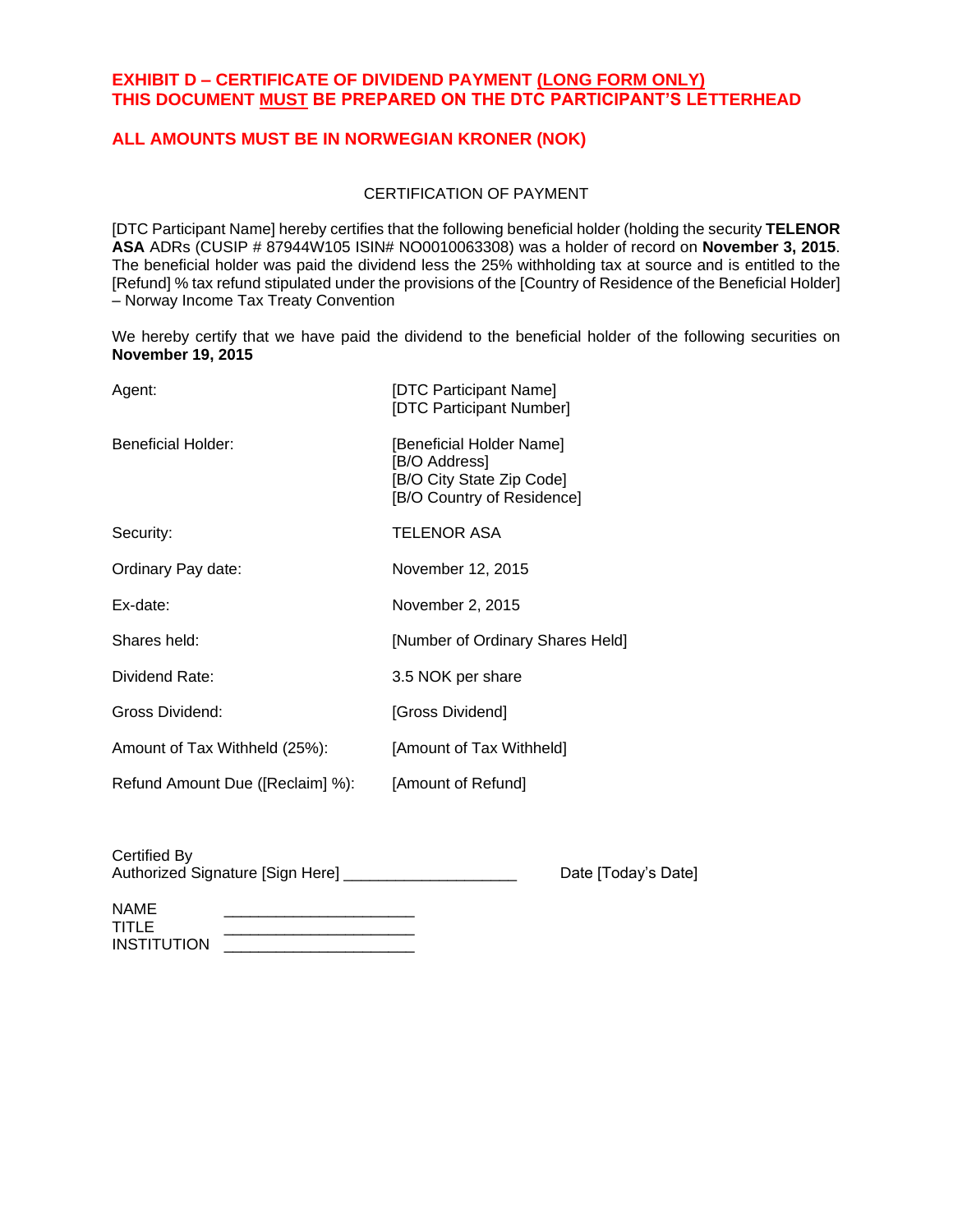**EXHIBIT D – CERTIFICATE OF DIVIDEND PAYMENT <u>(LONG FORM ONLY)</u>**
**THIS DOCUMENT <u>MUST</u> BE PREPARED ON THE DTC PARTICIPANT'S LETTERHEAD**

**ALL AMOUNTS MUST BE IN NORWEGIAN KRONER (NOK)**

CERTIFICATION OF PAYMENT

[DTC Participant Name] hereby certifies that the following beneficial holder (holding the security **TELENOR ASA** ADRs (CUSIP # 87944W105 ISIN# NO0010063308) was a holder of record on **November 3, 2015**. The beneficial holder was paid the dividend less the 25% withholding tax at source and is entitled to the [Refund] % tax refund stipulated under the provisions of the [Country of Residence of the Beneficial Holder] – Norway Income Tax Treaty Convention

We hereby certify that we have paid the dividend to the beneficial holder of the following securities on **November 19, 2015**

| | |
|---|---|
| Agent: | [DTC Participant Name]<br>[DTC Participant Number] |
| Beneficial Holder: | [Beneficial Holder Name]<br>[B/O Address]<br>[B/O City State Zip Code]<br>[B/O Country of Residence] |
| Security: | TELENOR ASA |
| Ordinary Pay date: | November 12, 2015 |
| Ex-date: | November 2, 2015 |
| Shares held: | [Number of Ordinary Shares Held] |
| Dividend Rate: | 3.5 NOK per share |
| Gross Dividend: | [Gross Dividend] |
| Amount of Tax Withheld (25%): | [Amount of Tax Withheld] |
| Refund Amount Due ([Reclaim] %): | [Amount of Refund] |

Certified By
Authorized Signature [Sign Here] ____________________ Date [Today's Date]

NAME ______________________
TITLE ______________________
INSTITUTION ______________________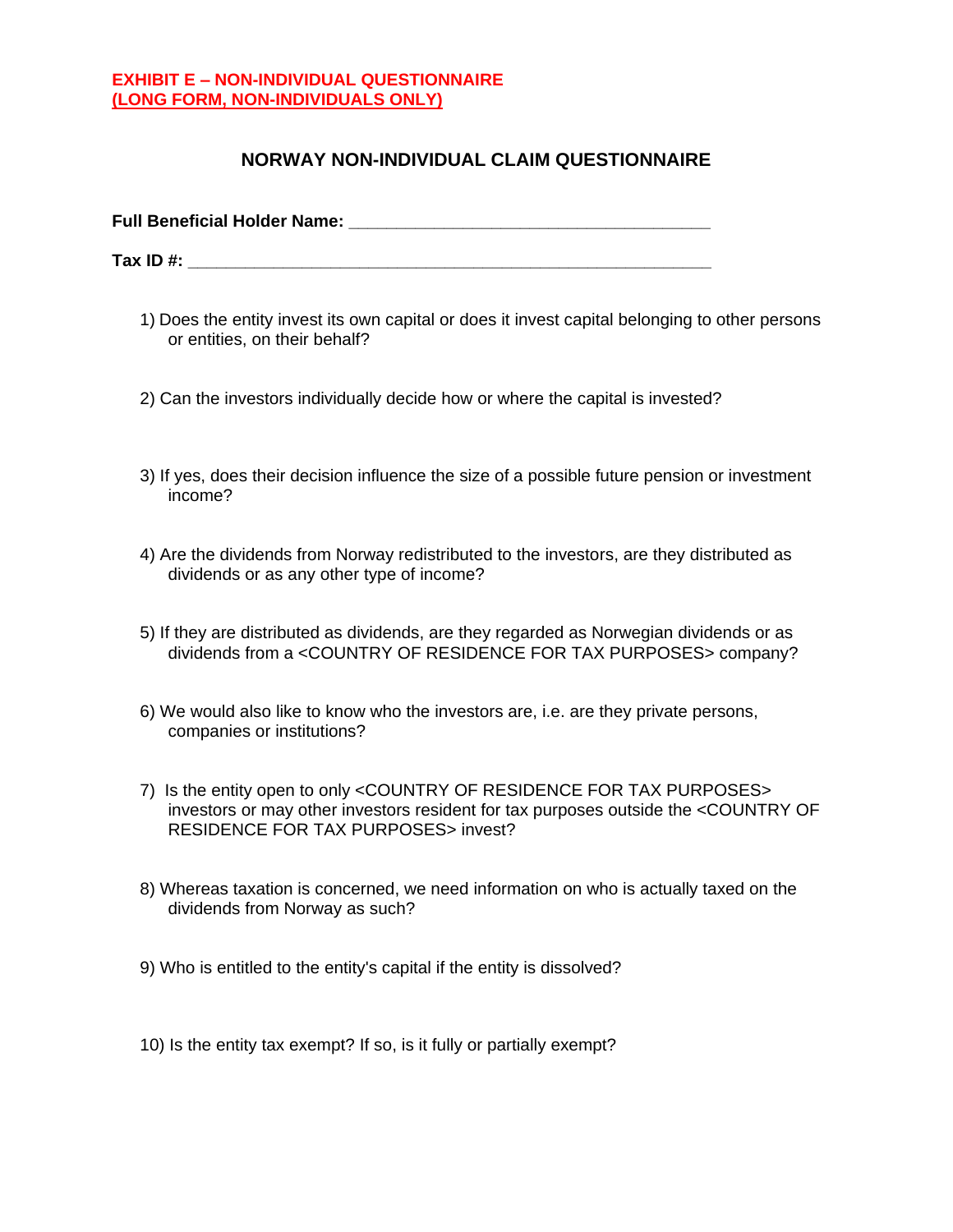**EXHIBIT E – NON-INDIVIDUAL QUESTIONNAIRE**
**(LONG FORM, NON-INDIVIDUALS ONLY)**

## NORWAY NON-INDIVIDUAL CLAIM QUESTIONNAIRE

**Full Beneficial Holder Name:** ______________________________________

**Tax ID #:** _______________________________________________________

1) Does the entity invest its own capital or does it invest capital belonging to other persons or entities, on their behalf?

2) Can the investors individually decide how or where the capital is invested?

3) If yes, does their decision influence the size of a possible future pension or investment income?

4) Are the dividends from Norway redistributed to the investors, are they distributed as dividends or as any other type of income?

5) If they are distributed as dividends, are they regarded as Norwegian dividends or as dividends from a <COUNTRY OF RESIDENCE FOR TAX PURPOSES> company?

6) We would also like to know who the investors are, i.e. are they private persons, companies or institutions?

7) Is the entity open to only <COUNTRY OF RESIDENCE FOR TAX PURPOSES> investors or may other investors resident for tax purposes outside the <COUNTRY OF RESIDENCE FOR TAX PURPOSES> invest?

8) Whereas taxation is concerned, we need information on who is actually taxed on the dividends from Norway as such?

9) Who is entitled to the entity's capital if the entity is dissolved?

10) Is the entity tax exempt? If so, is it fully or partially exempt?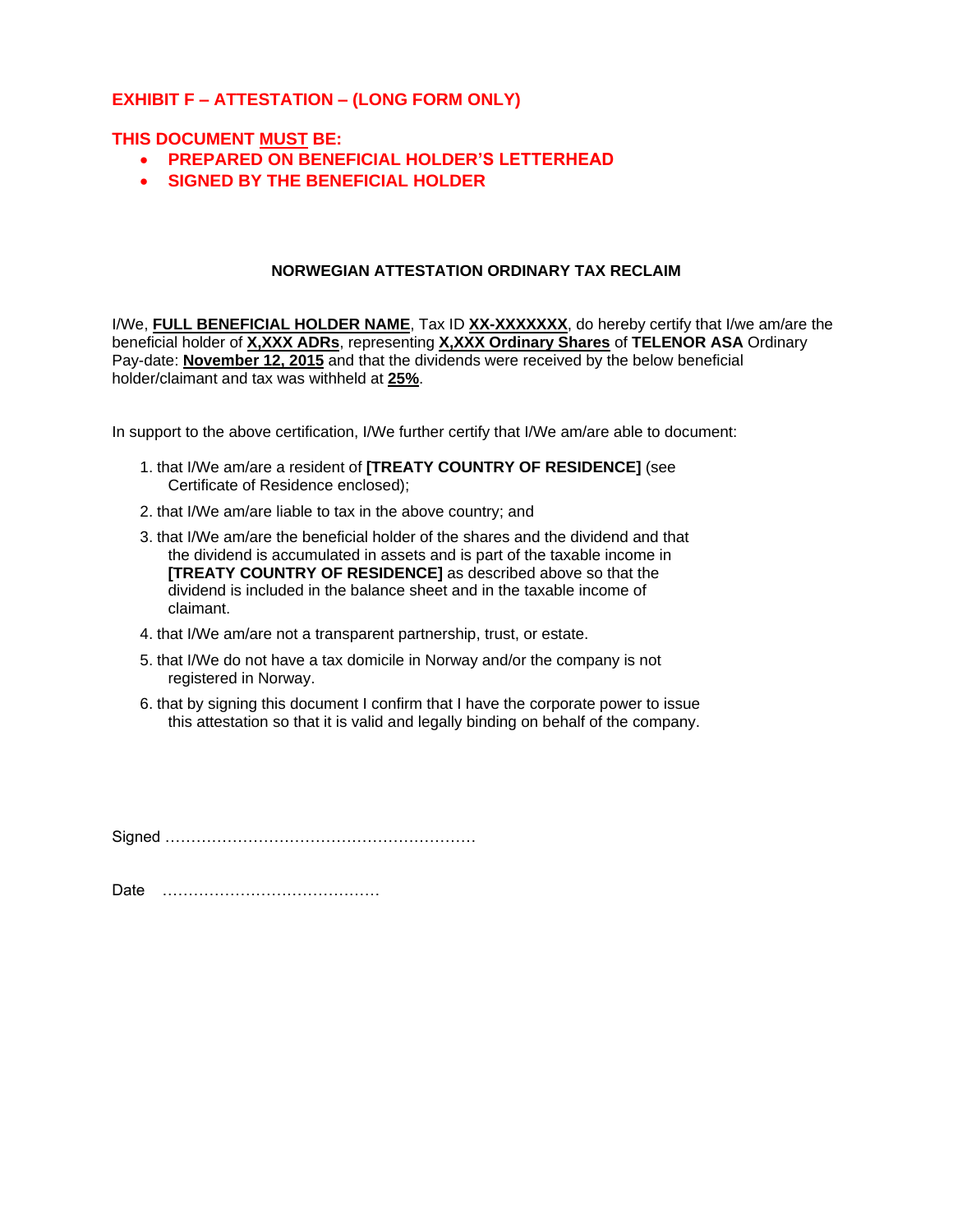## EXHIBIT F – ATTESTATION – (LONG FORM ONLY)

**THIS DOCUMENT MUST BE:**

- **PREPARED ON BENEFICIAL HOLDER'S LETTERHEAD**
- **SIGNED BY THE BENEFICIAL HOLDER**

### NORWEGIAN ATTESTATION ORDINARY TAX RECLAIM

I/We, **FULL BENEFICIAL HOLDER NAME**, Tax ID **XX-XXXXXXX**, do hereby certify that I/we am/are the beneficial holder of **X,XXX ADRs**, representing **X,XXX Ordinary Shares** of **TELENOR ASA** Ordinary Pay-date: **November 12, 2015** and that the dividends were received by the below beneficial holder/claimant and tax was withheld at **25%**.

In support to the above certification, I/We further certify that I/We am/are able to document:

1. that I/We am/are a resident of **[TREATY COUNTRY OF RESIDENCE]** (see Certificate of Residence enclosed);
2. that I/We am/are liable to tax in the above country; and
3. that I/We am/are the beneficial holder of the shares and the dividend and that the dividend is accumulated in assets and is part of the taxable income in **[TREATY COUNTRY OF RESIDENCE]** as described above so that the dividend is included in the balance sheet and in the taxable income of claimant.
4. that I/We am/are not a transparent partnership, trust, or estate.
5. that I/We do not have a tax domicile in Norway and/or the company is not registered in Norway.
6. that by signing this document I confirm that I have the corporate power to issue this attestation so that it is valid and legally binding on behalf of the company.

Signed …………………………………………………

Date …………………………………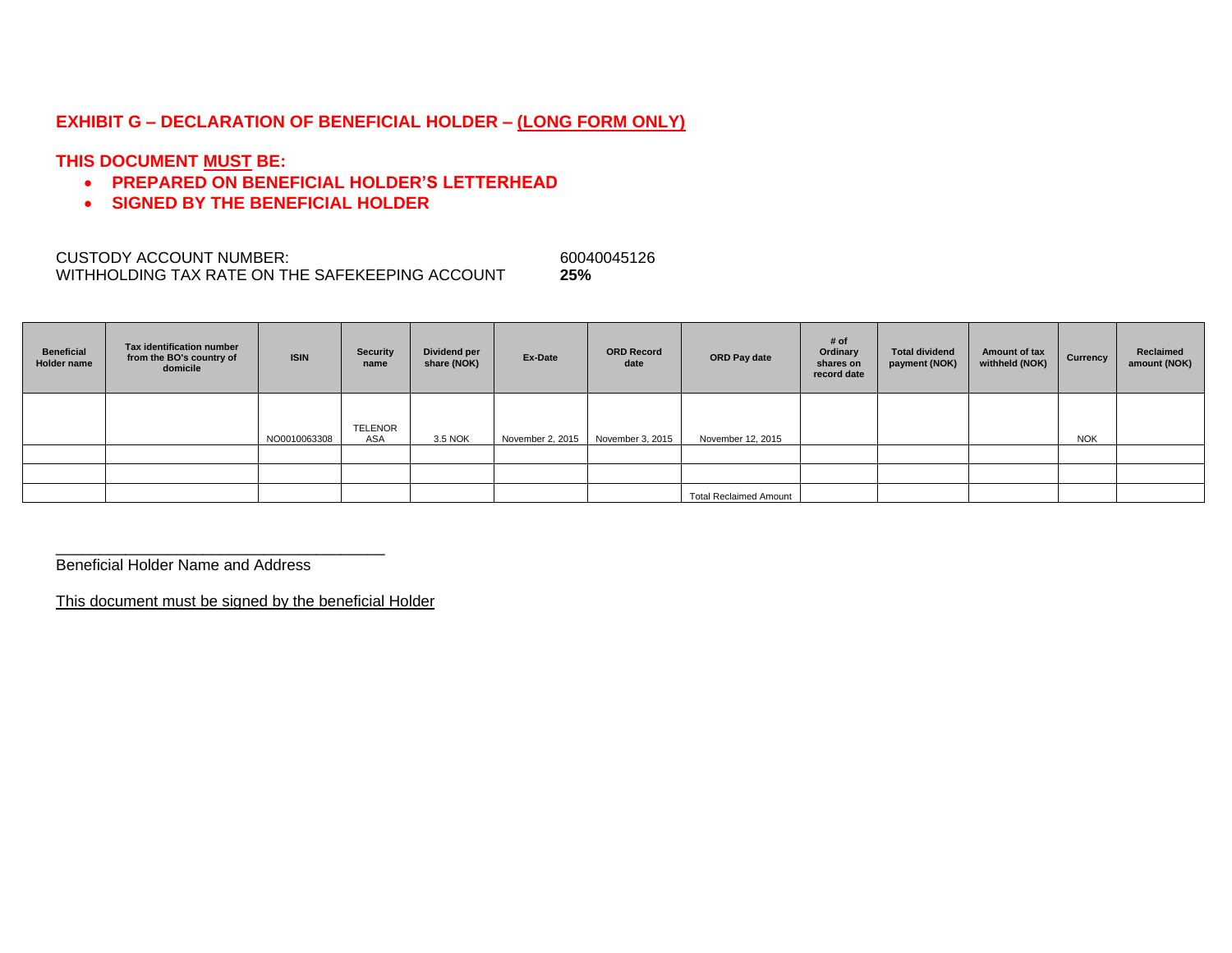## EXHIBIT G – DECLARATION OF BENEFICIAL HOLDER – (LONG FORM ONLY)

**THIS DOCUMENT MUST BE:**

- **PREPARED ON BENEFICIAL HOLDER'S LETTERHEAD**
- **SIGNED BY THE BENEFICIAL HOLDER**

CUSTODY ACCOUNT NUMBER: 60040045126
WITHHOLDING TAX RATE ON THE SAFEKEEPING ACCOUNT **25%**

| Beneficial Holder name | Tax identification number from the BO's country of domicile | ISIN | Security name | Dividend per share (NOK) | Ex-Date | ORD Record date | ORD Pay date | # of Ordinary shares on record date | Total dividend payment (NOK) | Amount of tax withheld (NOK) | Currency | Reclaimed amount (NOK) |
|---|---|---|---|---|---|---|---|---|---|---|---|---|
| | | NO0010063308 | TELENOR ASA | 3.5 NOK | November 2, 2015 | November 3, 2015 | November 12, 2015 | | | | NOK | |
| | | | | | | | | | | | | |
| | | | | | | | | | | | | |
| | | | | | | | Total Reclaimed Amount | | | | | |

\_\_\_\_\_\_\_\_\_\_\_\_\_\_\_\_\_\_\_\_\_\_\_\_\_\_\_\_\_\_\_\_\_\_\_\_\_\_\_\_
Beneficial Holder Name and Address

This document must be signed by the beneficial Holder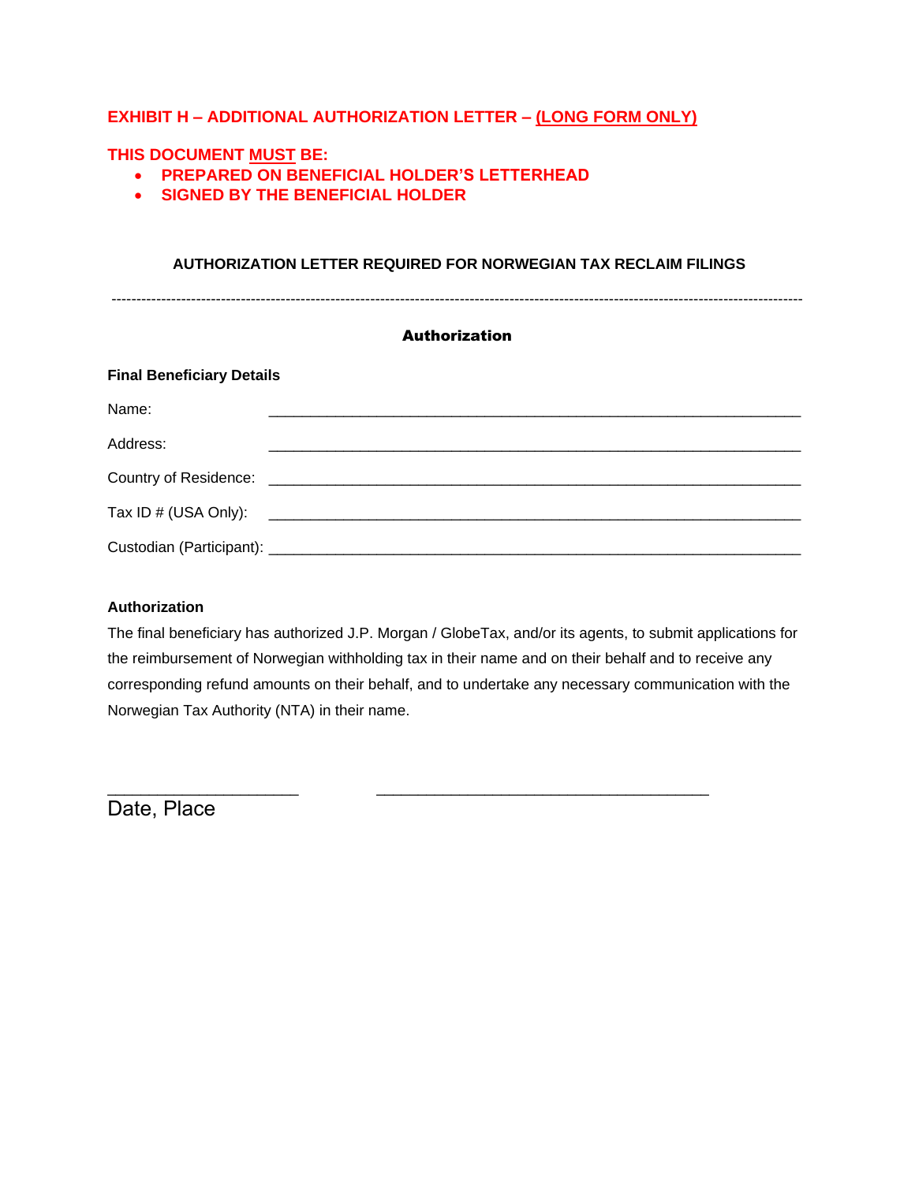**EXHIBIT H – ADDITIONAL AUTHORIZATION LETTER – (LONG FORM ONLY)**

**THIS DOCUMENT MUST BE:**

- **PREPARED ON BENEFICIAL HOLDER'S LETTERHEAD**
- **SIGNED BY THE BENEFICIAL HOLDER**

**AUTHORIZATION LETTER REQUIRED FOR NORWEGIAN TAX RECLAIM FILINGS**

---

## Authorization

**Final Beneficiary Details**

Name: ____________________________________________________________

Address: ____________________________________________________________

Country of Residence: ____________________________________________________________

Tax ID # (USA Only): ____________________________________________________________

Custodian (Participant): ____________________________________________________________

**Authorization**

The final beneficiary has authorized J.P. Morgan / GlobeTax, and/or its agents, to submit applications for the reimbursement of Norwegian withholding tax in their name and on their behalf and to receive any corresponding refund amounts on their behalf, and to undertake any necessary communication with the Norwegian Tax Authority (NTA) in their name.

____________________          ____________________________________

Date, Place